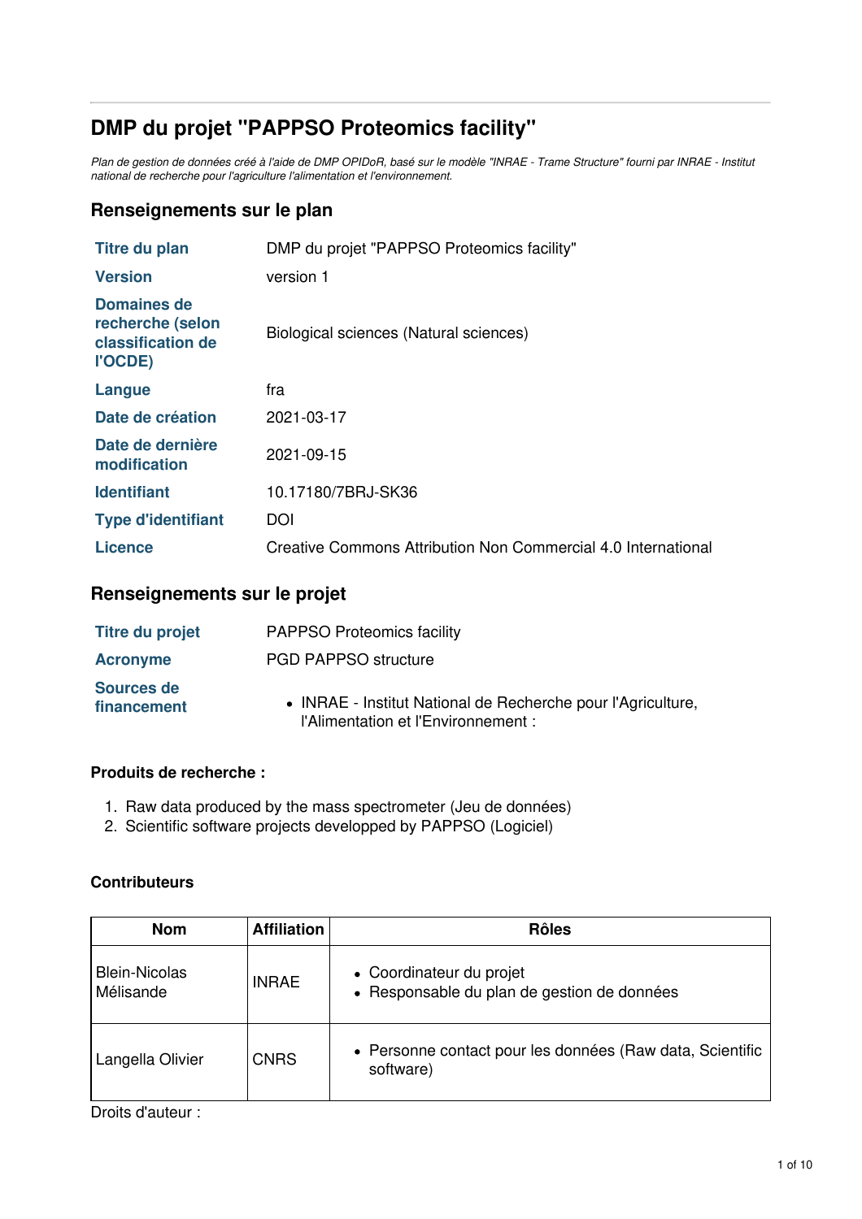# DMP du projet "PAPPSO Proteomics facility"

*Plan de gestion de données créé à l'aide de DMP OPIDoR, basé sur le modèle "INRAE - Trame Structure" fourni par INRAE - Institut national de recherche pour l'agriculture l'alimentation et l'environnement.*

## Renseignements sur le plan

| | |
|---|---|
| **Titre du plan** | DMP du projet "PAPPSO Proteomics facility" |
| **Version** | version 1 |
| **Domaines de recherche (selon classification de l'OCDE)** | Biological sciences (Natural sciences) |
| **Langue** | fra |
| **Date de création** | 2021-03-17 |
| **Date de dernière modification** | 2021-09-15 |
| **Identifiant** | 10.17180/7BRJ-SK36 |
| **Type d'identifiant** | DOI |
| **Licence** | Creative Commons Attribution Non Commercial 4.0 International |

## Renseignements sur le projet

| | |
|---|---|
| **Titre du projet** | PAPPSO Proteomics facility |
| **Acronyme** | PGD PAPPSO structure |
| **Sources de financement** | • INRAE - Institut National de Recherche pour l'Agriculture, l'Alimentation et l'Environnement : |

### Produits de recherche :

1. Raw data produced by the mass spectrometer (Jeu de données)
2. Scientific software projects developped by PAPPSO (Logiciel)

### Contributeurs

| Nom | Affiliation | Rôles |
|---|---|---|
| Blein-Nicolas Mélisande | INRAE | • Coordinateur du projet<br>• Responsable du plan de gestion de données |
| Langella Olivier | CNRS | • Personne contact pour les données (Raw data, Scientific software) |

Droits d'auteur :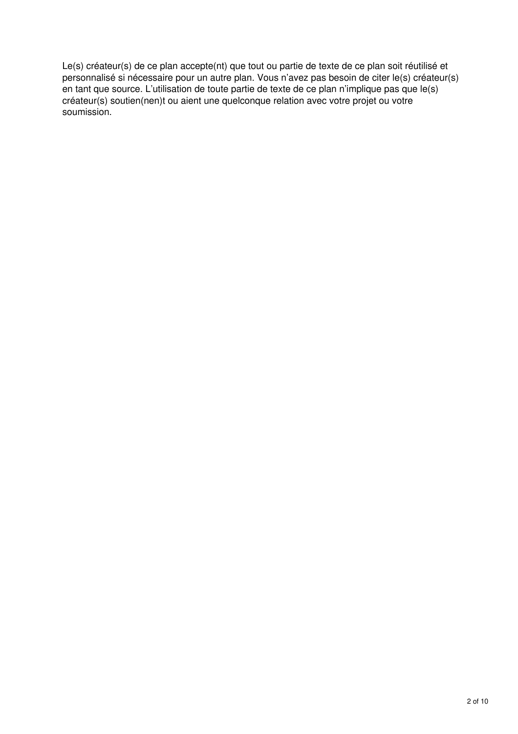Le(s) créateur(s) de ce plan accepte(nt) que tout ou partie de texte de ce plan soit réutilisé et personnalisé si nécessaire pour un autre plan. Vous n'avez pas besoin de citer le(s) créateur(s) en tant que source. L'utilisation de toute partie de texte de ce plan n'implique pas que le(s) créateur(s) soutien(nen)t ou aient une quelconque relation avec votre projet ou votre soumission.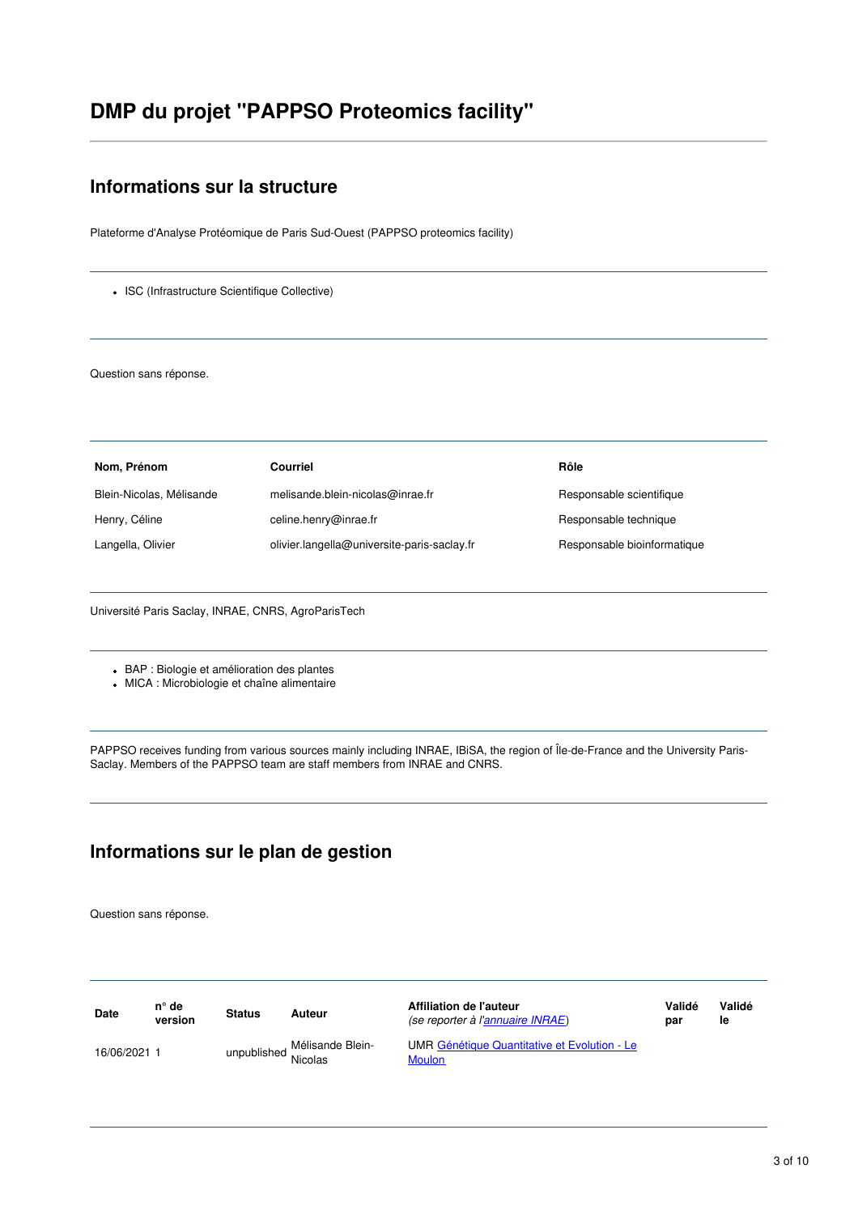# DMP du projet "PAPPSO Proteomics facility"

## Informations sur la structure

Plateforme d'Analyse Protéomique de Paris Sud-Ouest (PAPPSO proteomics facility)

---

- ISC (Infrastructure Scientifique Collective)

---

Question sans réponse.

---

| Nom, Prénom | Courriel | Rôle |
|---|---|---|
| Blein-Nicolas, Mélisande | melisande.blein-nicolas@inrae.fr | Responsable scientifique |
| Henry, Céline | celine.henry@inrae.fr | Responsable technique |
| Langella, Olivier | olivier.langella@universite-paris-saclay.fr | Responsable bioinformatique |

---

Université Paris Saclay, INRAE, CNRS, AgroParisTech

---

- BAP : Biologie et amélioration des plantes
- MICA : Microbiologie et chaîne alimentaire

---

PAPPSO receives funding from various sources mainly including INRAE, IBiSA, the region of Île-de-France and the University Paris-Saclay. Members of the PAPPSO team are staff members from INRAE and CNRS.

---

## Informations sur le plan de gestion

Question sans réponse.

---

| Date | n° de version | Status | Auteur | Affiliation de l'auteur *(se reporter à l'annuaire INRAE)* | Validé par | Validé le |
|---|---|---|---|---|---|---|
| 16/06/2021 | 1 | unpublished | Mélisande Blein-Nicolas | UMR Génétique Quantitative et Evolution - Le Moulon | | |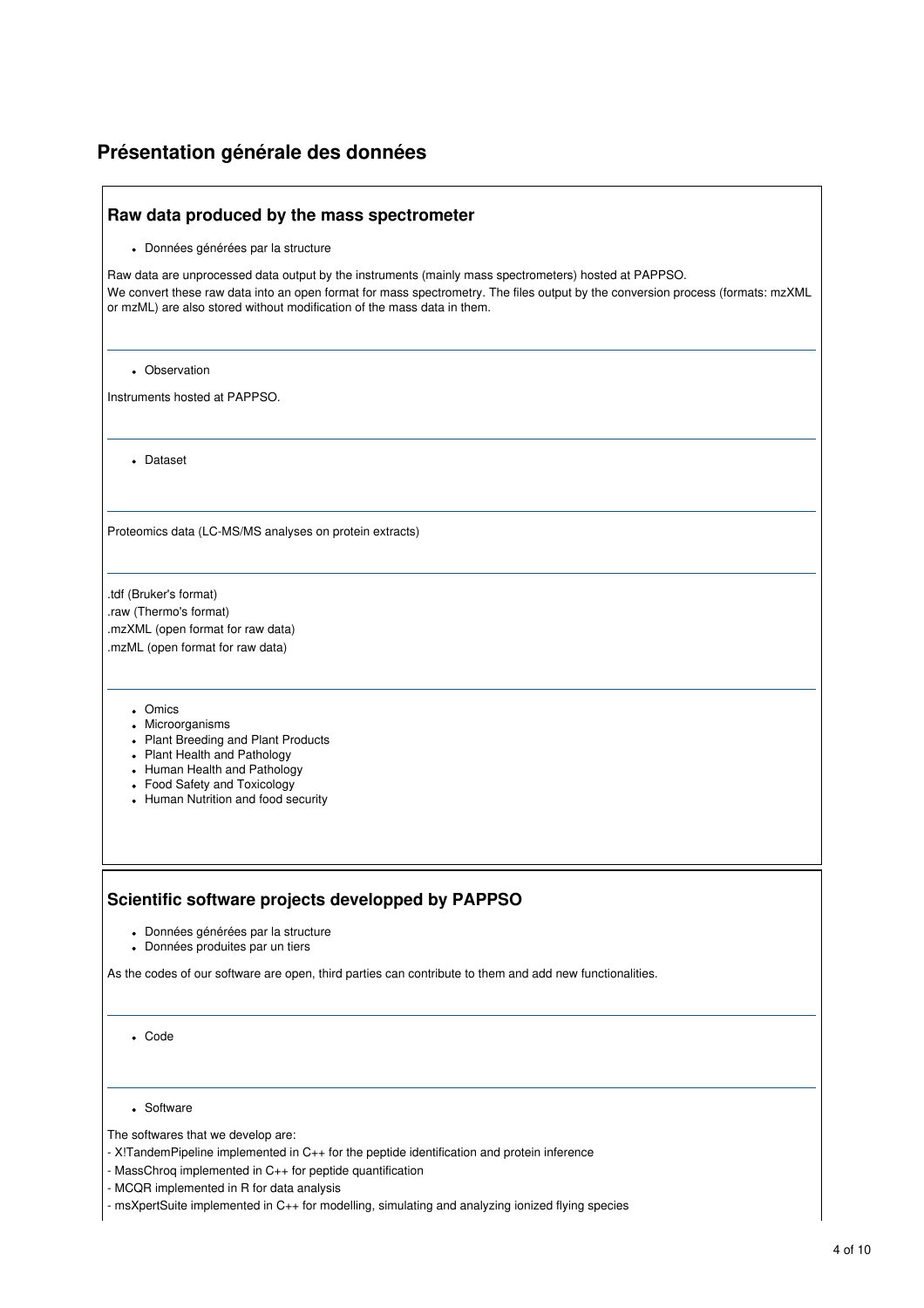## Présentation générale des données

### Raw data produced by the mass spectrometer

- Données générées par la structure

Raw data are unprocessed data output by the instruments (mainly mass spectrometers) hosted at PAPPSO.
We convert these raw data into an open format for mass spectrometry. The files output by the conversion process (formats: mzXML or mzML) are also stored without modification of the mass data in them.

---

- Observation

Instruments hosted at PAPPSO.

---

- Dataset

---

Proteomics data (LC-MS/MS analyses on protein extracts)

---

.tdf (Bruker's format)
.raw (Thermo's format)
.mzXML (open format for raw data)
.mzML (open format for raw data)

---

- Omics
- Microorganisms
- Plant Breeding and Plant Products
- Plant Health and Pathology
- Human Health and Pathology
- Food Safety and Toxicology
- Human Nutrition and food security

### Scientific software projects developped by PAPPSO

- Données générées par la structure
- Données produites par un tiers

As the codes of our software are open, third parties can contribute to them and add new functionalities.

---

- Code

---

- Software

The softwares that we develop are:
- X!TandemPipeline implemented in C++ for the peptide identification and protein inference
- MassChroq implemented in C++ for peptide quantification
- MCQR implemented in R for data analysis
- msXpertSuite implemented in C++ for modelling, simulating and analyzing ionized flying species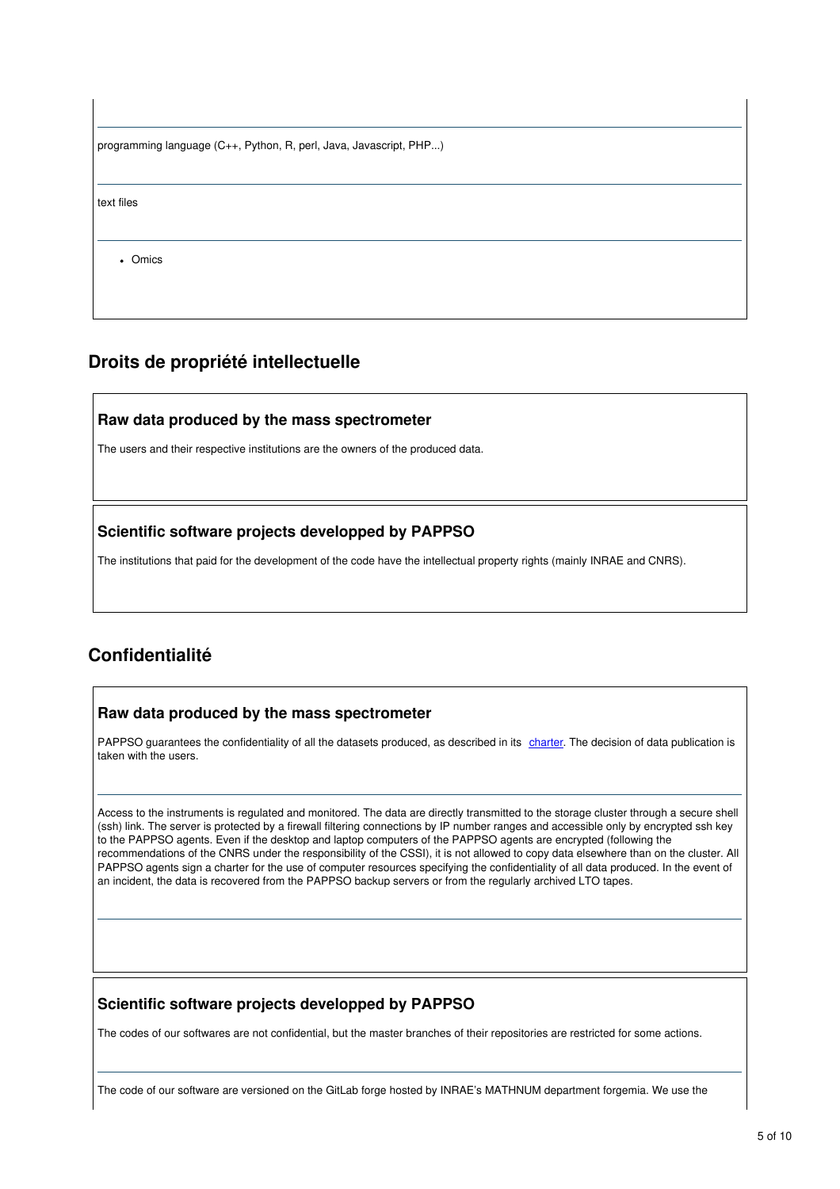programming language (C++, Python, R, perl, Java, Javascript, PHP...)

text files

- Omics

## Droits de propriété intellectuelle

### Raw data produced by the mass spectrometer

The users and their respective institutions are the owners of the produced data.

### Scientific software projects developped by PAPPSO

The institutions that paid for the development of the code have the intellectual property rights (mainly INRAE and CNRS).

## Confidentialité

### Raw data produced by the mass spectrometer

PAPPSO guarantees the confidentiality of all the datasets produced, as described in its charter. The decision of data publication is taken with the users.

Access to the instruments is regulated and monitored. The data are directly transmitted to the storage cluster through a secure shell (ssh) link. The server is protected by a firewall filtering connections by IP number ranges and accessible only by encrypted ssh key to the PAPPSO agents. Even if the desktop and laptop computers of the PAPPSO agents are encrypted (following the recommendations of the CNRS under the responsibility of the CSSI), it is not allowed to copy data elsewhere than on the cluster. All PAPPSO agents sign a charter for the use of computer resources specifying the confidentiality of all data produced. In the event of an incident, the data is recovered from the PAPPSO backup servers or from the regularly archived LTO tapes.

### Scientific software projects developped by PAPPSO

The codes of our softwares are not confidential, but the master branches of their repositories are restricted for some actions.

The code of our software are versioned on the GitLab forge hosted by INRAE's MATHNUM department forgemia. We use the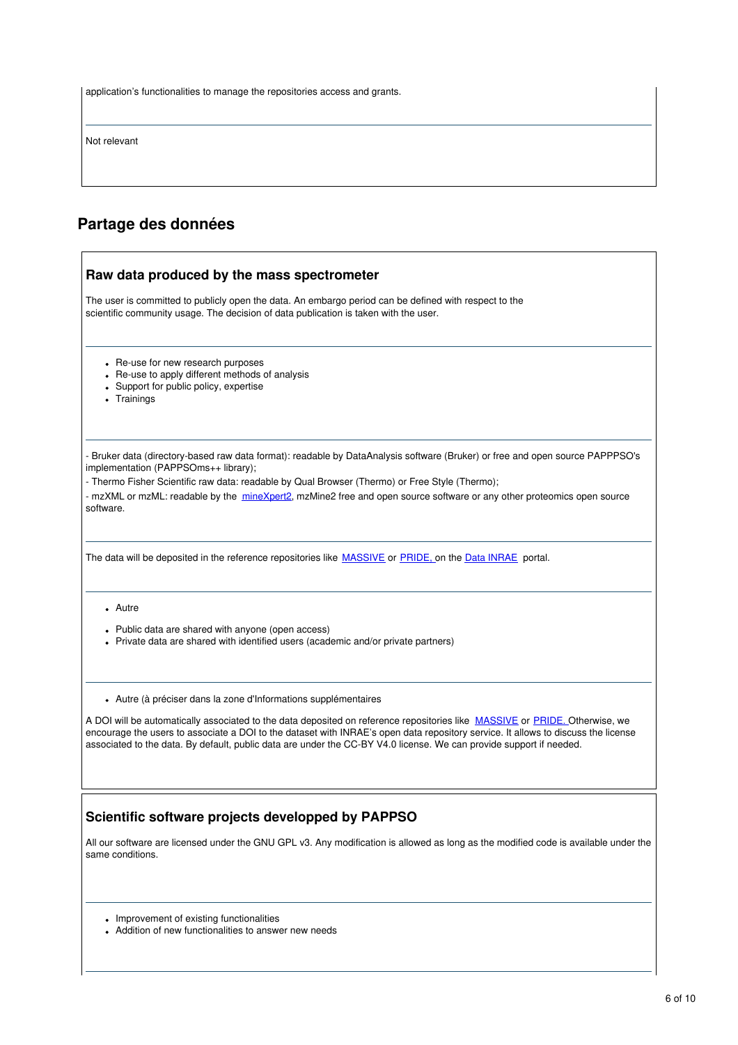application's functionalities to manage the repositories access and grants.

---

Not relevant

## Partage des données

### Raw data produced by the mass spectrometer

The user is committed to publicly open the data. An embargo period can be defined with respect to the scientific community usage. The decision of data publication is taken with the user.

---

- Re-use for new research purposes
- Re-use to apply different methods of analysis
- Support for public policy, expertise
- Trainings

---

- Bruker data (directory-based raw data format): readable by DataAnalysis software (Bruker) or free and open source PAPPPSO's implementation (PAPPSOms++ library);

- Thermo Fisher Scientific raw data: readable by Qual Browser (Thermo) or Free Style (Thermo);

- mzXML or mzML: readable by the mineXpert2, mzMine2 free and open source software or any other proteomics open source software.

---

The data will be deposited in the reference repositories like MASSIVE or PRIDE, on the Data INRAE portal.

---

- Autre

- Public data are shared with anyone (open access)
- Private data are shared with identified users (academic and/or private partners)

---

- Autre (à préciser dans la zone d'Informations supplémentaires

A DOI will be automatically associated to the data deposited on reference repositories like MASSIVE or PRIDE. Otherwise, we encourage the users to associate a DOI to the dataset with INRAE's open data repository service. It allows to discuss the license associated to the data. By default, public data are under the CC-BY V4.0 license. We can provide support if needed.

### Scientific software projects developped by PAPPSO

All our software are licensed under the GNU GPL v3. Any modification is allowed as long as the modified code is available under the same conditions.

---

- Improvement of existing functionalities
- Addition of new functionalities to answer new needs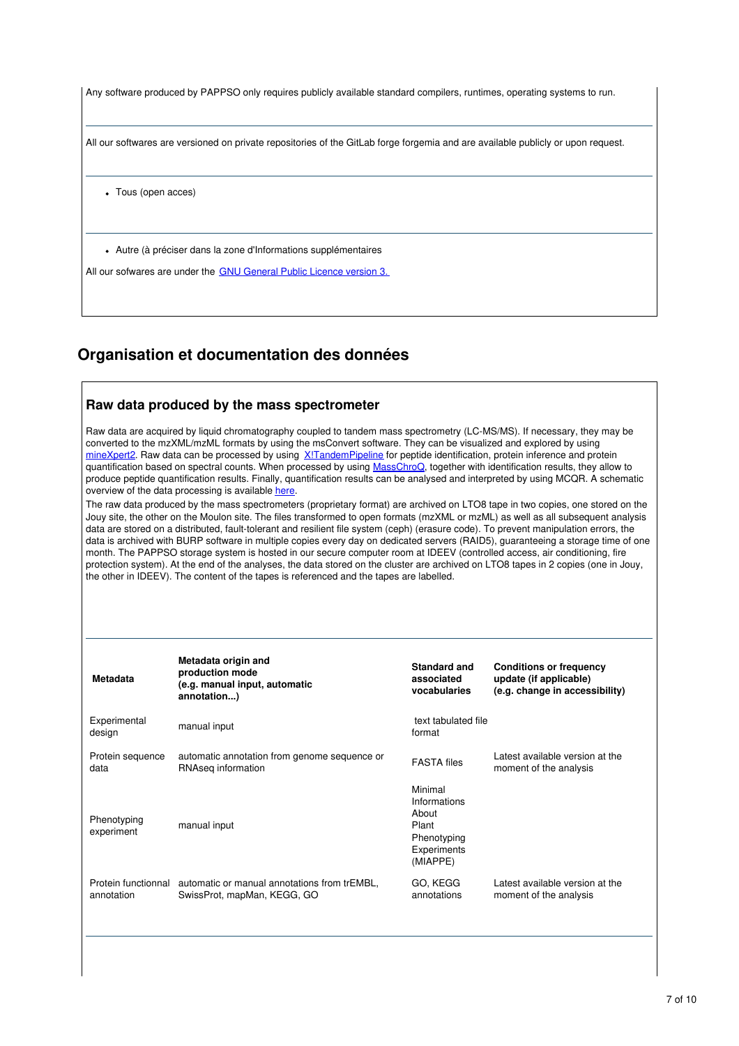Any software produced by PAPPSO only requires publicly available standard compilers, runtimes, operating systems to run.

All our softwares are versioned on private repositories of the GitLab forge forgemia and are available publicly or upon request.

- Tous (open acces)

- Autre (à préciser dans la zone d'Informations supplémentaires

All our sofwares are under the GNU General Public Licence version 3.

## Organisation et documentation des données

### Raw data produced by the mass spectrometer

Raw data are acquired by liquid chromatography coupled to tandem mass spectrometry (LC-MS/MS). If necessary, they may be converted to the mzXML/mzML formats by using the msConvert software. They can be visualized and explored by using mineXpert2. Raw data can be processed by using X!TandemPipeline for peptide identification, protein inference and protein quantification based on spectral counts. When processed by using MassChroQ, together with identification results, they allow to produce peptide quantification results. Finally, quantification results can be analysed and interpreted by using MCQR. A schematic overview of the data processing is available here.

The raw data produced by the mass spectrometers (proprietary format) are archived on LTO8 tape in two copies, one stored on the Jouy site, the other on the Moulon site. The files transformed to open formats (mzXML or mzML) as well as all subsequent analysis data are stored on a distributed, fault-tolerant and resilient file system (ceph) (erasure code). To prevent manipulation errors, the data is archived with BURP software in multiple copies every day on dedicated servers (RAID5), guaranteeing a storage time of one month. The PAPPSO storage system is hosted in our secure computer room at IDEEV (controlled access, air conditioning, fire protection system). At the end of the analyses, the data stored on the cluster are archived on LTO8 tapes in 2 copies (one in Jouy, the other in IDEEV). The content of the tapes is referenced and the tapes are labelled.

| **Metadata** | **Metadata origin and production mode (e.g. manual input, automatic annotation...)** | **Standard and associated vocabularies** | **Conditions or frequency update (if applicable) (e.g. change in accessibility)** |
|---|---|---|---|
| Experimental design | manual input | text tabulated file format | |
| Protein sequence data | automatic annotation from genome sequence or RNAseq information | FASTA files | Latest available version at the moment of the analysis |
| Phenotyping experiment | manual input | Minimal Informations About Plant Phenotyping Experiments (MIAPPE) | |
| Protein functionnal annotation | automatic or manual annotations from trEMBL, SwissProt, mapMan, KEGG, GO | GO, KEGG annotations | Latest available version at the moment of the analysis |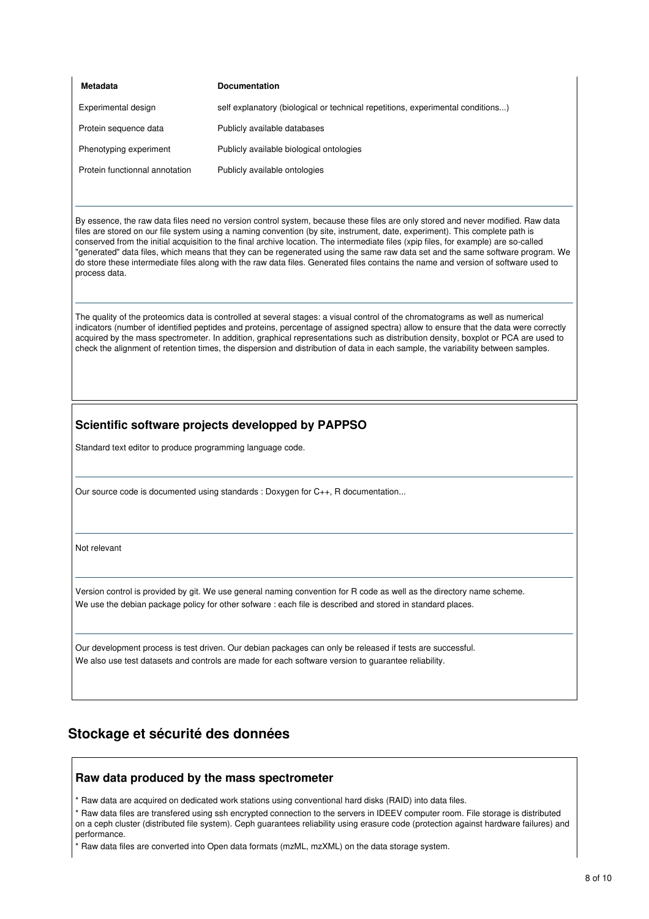| Metadata | Documentation |
|---|---|
| Experimental design | self explanatory (biological or technical repetitions, experimental conditions...) |
| Protein sequence data | Publicly available databases |
| Phenotyping experiment | Publicly available biological ontologies |
| Protein functionnal annotation | Publicly available ontologies |

By essence, the raw data files need no version control system, because these files are only stored and never modified. Raw data files are stored on our file system using a naming convention (by site, instrument, date, experiment). This complete path is conserved from the initial acquisition to the final archive location. The intermediate files (xpip files, for example) are so-called "generated" data files, which means that they can be regenerated using the same raw data set and the same software program. We do store these intermediate files along with the raw data files. Generated files contains the name and version of software used to process data.

The quality of the proteomics data is controlled at several stages: a visual control of the chromatograms as well as numerical indicators (number of identified peptides and proteins, percentage of assigned spectra) allow to ensure that the data were correctly acquired by the mass spectrometer. In addition, graphical representations such as distribution density, boxplot or PCA are used to check the alignment of retention times, the dispersion and distribution of data in each sample, the variability between samples.

### Scientific software projects developped by PAPPSO

Standard text editor to produce programming language code.

Our source code is documented using standards : Doxygen for C++, R documentation...

Not relevant

Version control is provided by git. We use general naming convention for R code as well as the directory name scheme.
We use the debian package policy for other sofware : each file is described and stored in standard places.

Our development process is test driven. Our debian packages can only be released if tests are successful.
We also use test datasets and controls are made for each software version to guarantee reliability.

## Stockage et sécurité des données

### Raw data produced by the mass spectrometer

* Raw data are acquired on dedicated work stations using conventional hard disks (RAID) into data files.
* Raw data files are transfered using ssh encrypted connection to the servers in IDEEV computer room. File storage is distributed on a ceph cluster (distributed file system). Ceph guarantees reliability using erasure code (protection against hardware failures) and performance.
* Raw data files are converted into Open data formats (mzML, mzXML) on the data storage system.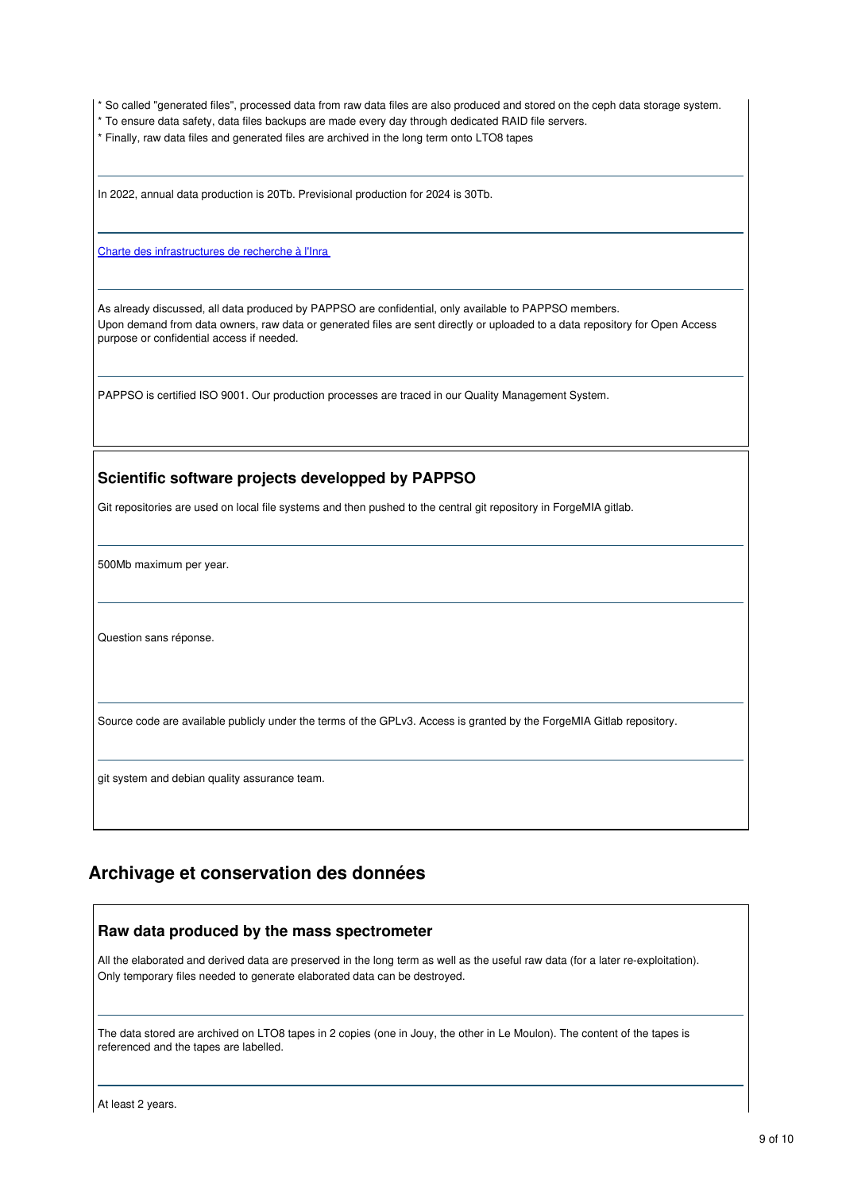* So called "generated files", processed data from raw data files are also produced and stored on the ceph data storage system.
* To ensure data safety, data files backups are made every day through dedicated RAID file servers.
* Finally, raw data files and generated files are archived in the long term onto LTO8 tapes

---

In 2022, annual data production is 20Tb. Previsional production for 2024 is 30Tb.

---

[Charte des infrastructures de recherche à l'Inra](#)

---

As already discussed, all data produced by PAPPSO are confidential, only available to PAPPSO members.
Upon demand from data owners, raw data or generated files are sent directly or uploaded to a data repository for Open Access purpose or confidential access if needed.

---

PAPPSO is certified ISO 9001. Our production processes are traced in our Quality Management System.

### Scientific software projects developped by PAPPSO

Git repositories are used on local file systems and then pushed to the central git repository in ForgeMIA gitlab.

---

500Mb maximum per year.

---

Question sans réponse.

---

Source code are available publicly under the terms of the GPLv3. Access is granted by the ForgeMIA Gitlab repository.

---

git system and debian quality assurance team.

## Archivage et conservation des données

### Raw data produced by the mass spectrometer

All the elaborated and derived data are preserved in the long term as well as the useful raw data (for a later re-exploitation).
Only temporary files needed to generate elaborated data can be destroyed.

---

The data stored are archived on LTO8 tapes in 2 copies (one in Jouy, the other in Le Moulon). The content of the tapes is referenced and the tapes are labelled.

---

At least 2 years.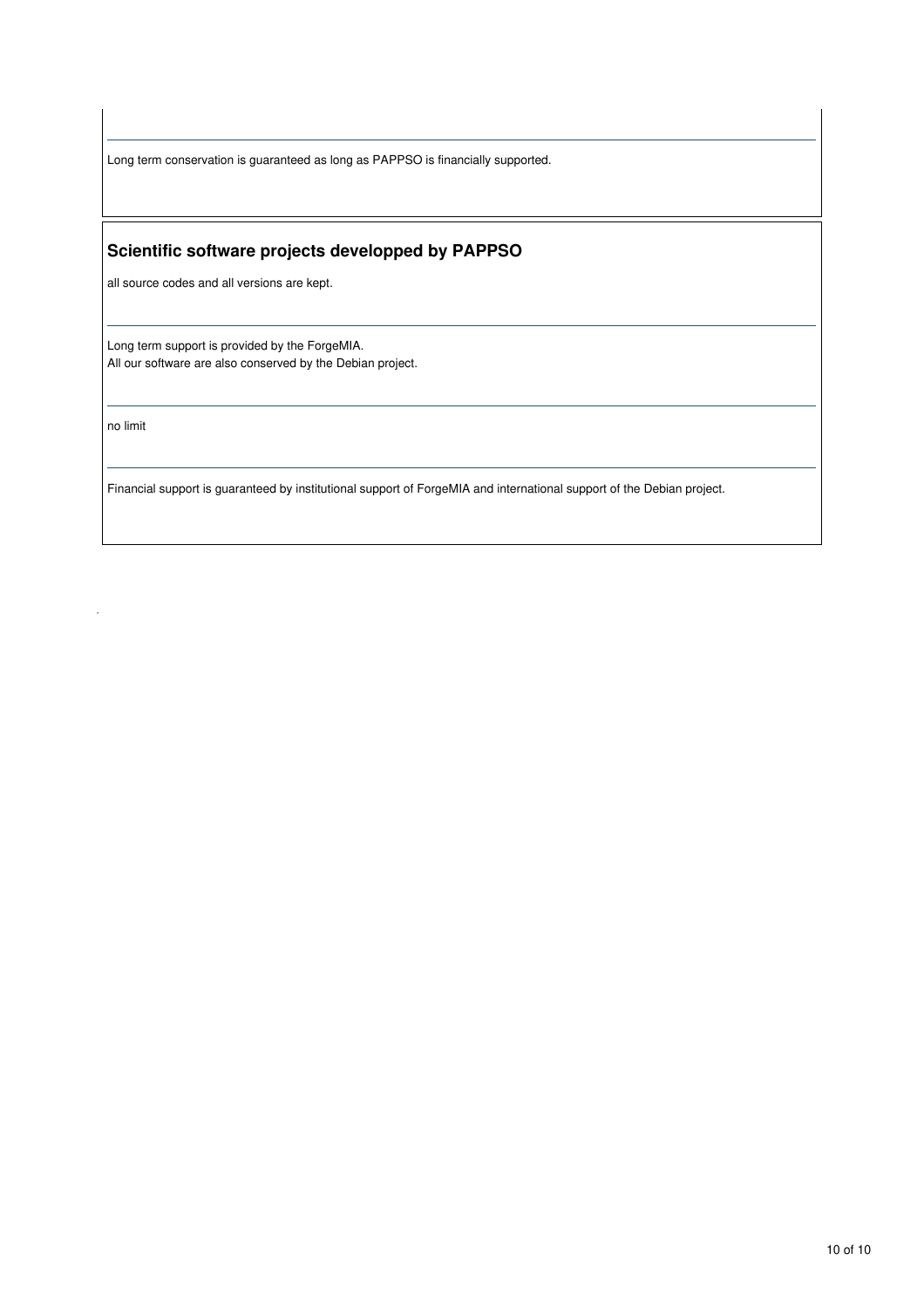Long term conservation is guaranteed as long as PAPPSO is financially supported.

## Scientific software projects developped by PAPPSO

all source codes and all versions are kept.

---

Long term support is provided by the ForgeMIA.
All our software are also conserved by the Debian project.

---

no limit

---

Financial support is guaranteed by institutional support of ForgeMIA and international support of the Debian project.